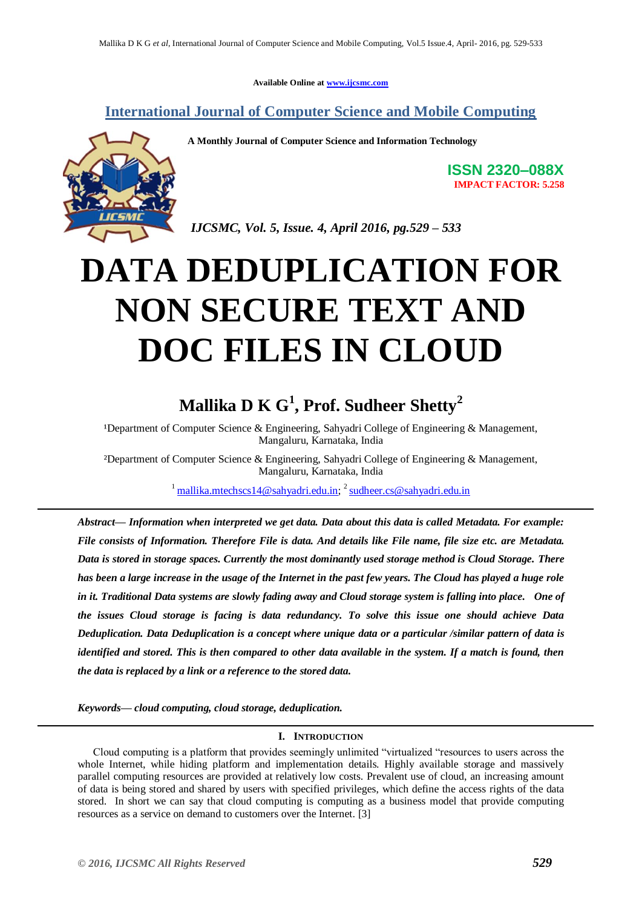Available Online at www.ijcsmc.com

## International Journal of Computer Science and Mobile Computing

**A Monthly Journal of Computer Science and Information Technology**

**ISSN 2320–088X**
**IMPACT FACTOR: 5.258**

*IJCSMC, Vol. 5, Issue. 4, April 2016, pg.529 – 533*

# DATA DEDUPLICATION FOR NON SECURE TEXT AND DOC FILES IN CLOUD

**Mallika D K G[1], Prof. Sudheer Shetty[2]**

[1]Department of Computer Science & Engineering, Sahyadri College of Engineering & Management, Mangaluru, Karnataka, India

[2]Department of Computer Science & Engineering, Sahyadri College of Engineering & Management, Mangaluru, Karnataka, India

[1] mallika.mtechscs14@sahyadri.edu.in; [2] sudheer.cs@sahyadri.edu.in

***Abstract*— *Information when interpreted we get data. Data about this data is called Metadata. For example: File consists of Information. Therefore File is data. And details like File name, file size etc. are Metadata. Data is stored in storage spaces. Currently the most dominantly used storage method is Cloud Storage. There has been a large increase in the usage of the Internet in the past few years. The Cloud has played a huge role in it. Traditional Data systems are slowly fading away and Cloud storage system is falling into place. One of the issues Cloud storage is facing is data redundancy. To solve this issue one should achieve Data Deduplication. Data Deduplication is a concept where unique data or a particular /similar pattern of data is identified and stored. This is then compared to other data available in the system. If a match is found, then the data is replaced by a link or a reference to the stored data.***

***Keywords*— *cloud computing, cloud storage, deduplication.***

## I. Introduction

Cloud computing is a platform that provides seemingly unlimited "virtualized "resources to users across the whole Internet, while hiding platform and implementation details. Highly available storage and massively parallel computing resources are provided at relatively low costs. Prevalent use of cloud, an increasing amount of data is being stored and shared by users with specified privileges, which define the access rights of the data stored. In short we can say that cloud computing is computing as a business model that provide computing resources as a service on demand to customers over the Internet. [3]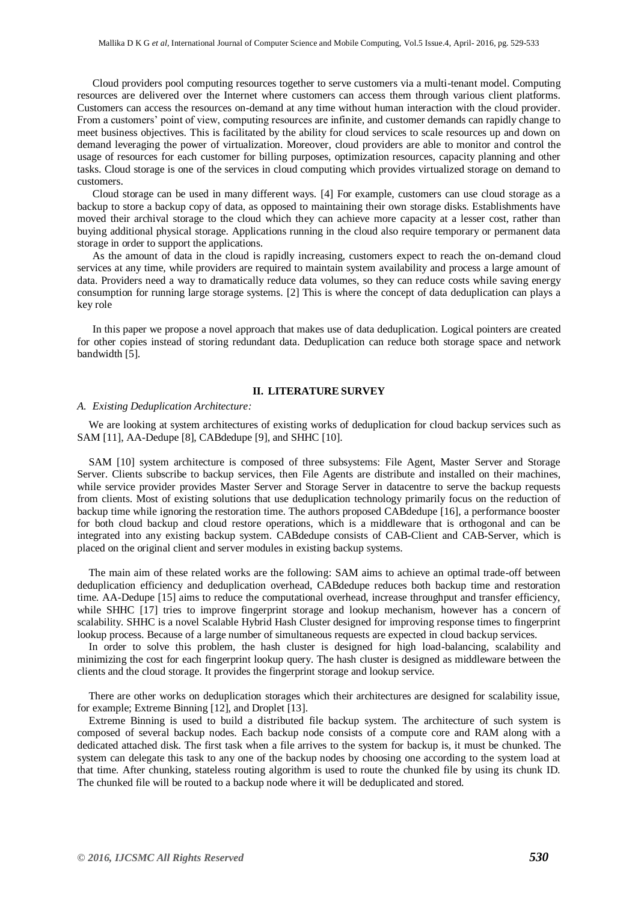Cloud providers pool computing resources together to serve customers via a multi-tenant model. Computing resources are delivered over the Internet where customers can access them through various client platforms. Customers can access the resources on-demand at any time without human interaction with the cloud provider. From a customers' point of view, computing resources are infinite, and customer demands can rapidly change to meet business objectives. This is facilitated by the ability for cloud services to scale resources up and down on demand leveraging the power of virtualization. Moreover, cloud providers are able to monitor and control the usage of resources for each customer for billing purposes, optimization resources, capacity planning and other tasks. Cloud storage is one of the services in cloud computing which provides virtualized storage on demand to customers.

Cloud storage can be used in many different ways. [4] For example, customers can use cloud storage as a backup to store a backup copy of data, as opposed to maintaining their own storage disks. Establishments have moved their archival storage to the cloud which they can achieve more capacity at a lesser cost, rather than buying additional physical storage. Applications running in the cloud also require temporary or permanent data storage in order to support the applications.

As the amount of data in the cloud is rapidly increasing, customers expect to reach the on-demand cloud services at any time, while providers are required to maintain system availability and process a large amount of data. Providers need a way to dramatically reduce data volumes, so they can reduce costs while saving energy consumption for running large storage systems. [2] This is where the concept of data deduplication can plays a key role

In this paper we propose a novel approach that makes use of data deduplication. Logical pointers are created for other copies instead of storing redundant data. Deduplication can reduce both storage space and network bandwidth [5].

## II. LITERATURE SURVEY

### *A. Existing Deduplication Architecture:*

We are looking at system architectures of existing works of deduplication for cloud backup services such as SAM [11], AA-Dedupe [8], CABdedupe [9], and SHHC [10].

SAM [10] system architecture is composed of three subsystems: File Agent, Master Server and Storage Server. Clients subscribe to backup services, then File Agents are distribute and installed on their machines, while service provider provides Master Server and Storage Server in datacentre to serve the backup requests from clients. Most of existing solutions that use deduplication technology primarily focus on the reduction of backup time while ignoring the restoration time. The authors proposed CABdedupe [16], a performance booster for both cloud backup and cloud restore operations, which is a middleware that is orthogonal and can be integrated into any existing backup system. CABdedupe consists of CAB-Client and CAB-Server, which is placed on the original client and server modules in existing backup systems.

The main aim of these related works are the following: SAM aims to achieve an optimal trade-off between deduplication efficiency and deduplication overhead, CABdedupe reduces both backup time and restoration time. AA-Dedupe [15] aims to reduce the computational overhead, increase throughput and transfer efficiency, while SHHC [17] tries to improve fingerprint storage and lookup mechanism, however has a concern of scalability. SHHC is a novel Scalable Hybrid Hash Cluster designed for improving response times to fingerprint lookup process. Because of a large number of simultaneous requests are expected in cloud backup services.

In order to solve this problem, the hash cluster is designed for high load-balancing, scalability and minimizing the cost for each fingerprint lookup query. The hash cluster is designed as middleware between the clients and the cloud storage. It provides the fingerprint storage and lookup service.

There are other works on deduplication storages which their architectures are designed for scalability issue, for example; Extreme Binning [12], and Droplet [13].

Extreme Binning is used to build a distributed file backup system. The architecture of such system is composed of several backup nodes. Each backup node consists of a compute core and RAM along with a dedicated attached disk. The first task when a file arrives to the system for backup is, it must be chunked. The system can delegate this task to any one of the backup nodes by choosing one according to the system load at that time. After chunking, stateless routing algorithm is used to route the chunked file by using its chunk ID. The chunked file will be routed to a backup node where it will be deduplicated and stored.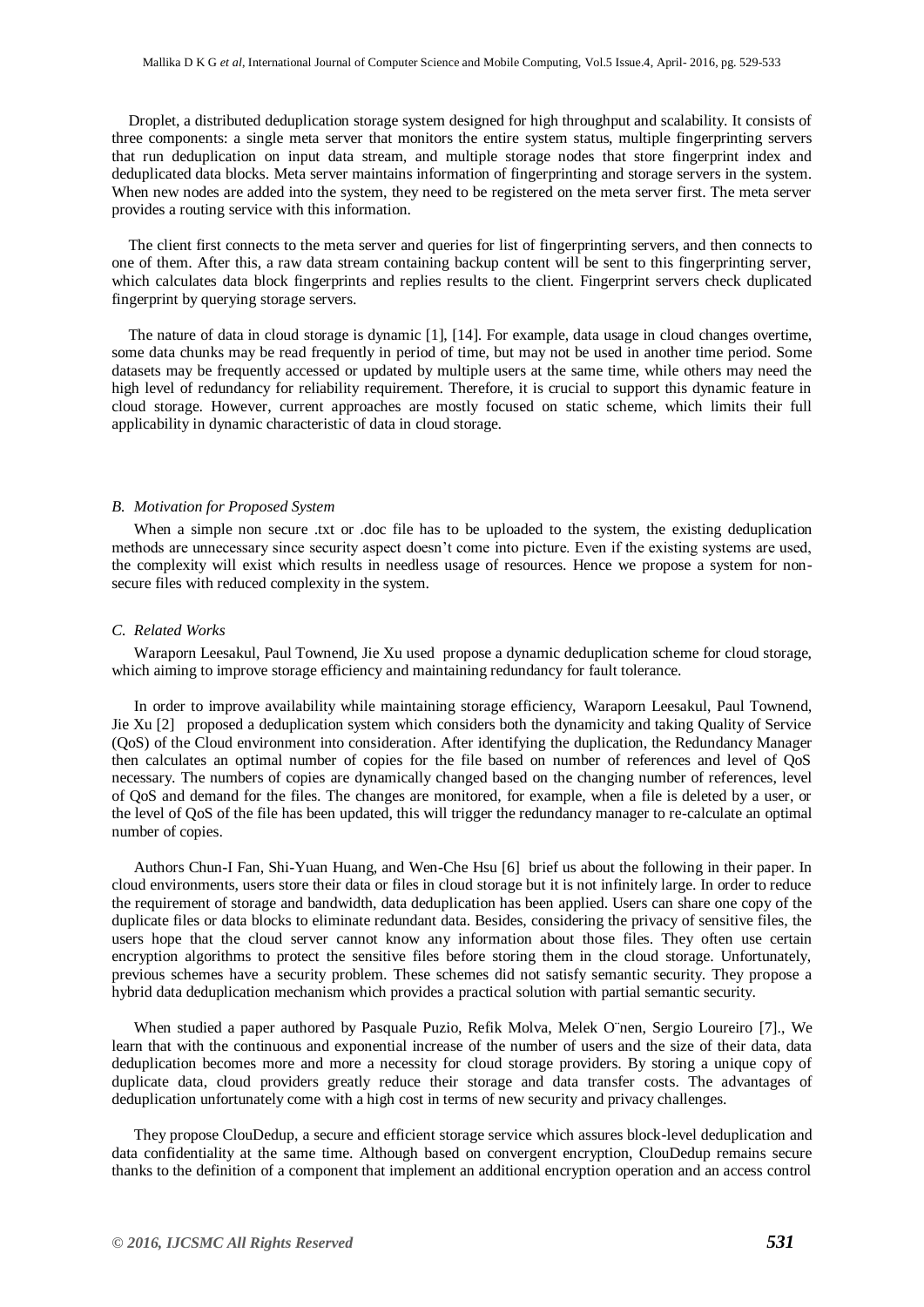Droplet, a distributed deduplication storage system designed for high throughput and scalability. It consists of three components: a single meta server that monitors the entire system status, multiple fingerprinting servers that run deduplication on input data stream, and multiple storage nodes that store fingerprint index and deduplicated data blocks. Meta server maintains information of fingerprinting and storage servers in the system. When new nodes are added into the system, they need to be registered on the meta server first. The meta server provides a routing service with this information.

The client first connects to the meta server and queries for list of fingerprinting servers, and then connects to one of them. After this, a raw data stream containing backup content will be sent to this fingerprinting server, which calculates data block fingerprints and replies results to the client. Fingerprint servers check duplicated fingerprint by querying storage servers.

The nature of data in cloud storage is dynamic [1], [14]. For example, data usage in cloud changes overtime, some data chunks may be read frequently in period of time, but may not be used in another time period. Some datasets may be frequently accessed or updated by multiple users at the same time, while others may need the high level of redundancy for reliability requirement. Therefore, it is crucial to support this dynamic feature in cloud storage. However, current approaches are mostly focused on static scheme, which limits their full applicability in dynamic characteristic of data in cloud storage.

### *B. Motivation for Proposed System*

When a simple non secure .txt or .doc file has to be uploaded to the system, the existing deduplication methods are unnecessary since security aspect doesn't come into picture. Even if the existing systems are used, the complexity will exist which results in needless usage of resources. Hence we propose a system for non-secure files with reduced complexity in the system.

### *C. Related Works*

Waraporn Leesakul, Paul Townend, Jie Xu used propose a dynamic deduplication scheme for cloud storage, which aiming to improve storage efficiency and maintaining redundancy for fault tolerance.

In order to improve availability while maintaining storage efficiency, Waraporn Leesakul, Paul Townend, Jie Xu [2] proposed a deduplication system which considers both the dynamicity and taking Quality of Service (QoS) of the Cloud environment into consideration. After identifying the duplication, the Redundancy Manager then calculates an optimal number of copies for the file based on number of references and level of QoS necessary. The numbers of copies are dynamically changed based on the changing number of references, level of QoS and demand for the files. The changes are monitored, for example, when a file is deleted by a user, or the level of QoS of the file has been updated, this will trigger the redundancy manager to re-calculate an optimal number of copies.

Authors Chun-I Fan, Shi-Yuan Huang, and Wen-Che Hsu [6] brief us about the following in their paper. In cloud environments, users store their data or files in cloud storage but it is not infinitely large. In order to reduce the requirement of storage and bandwidth, data deduplication has been applied. Users can share one copy of the duplicate files or data blocks to eliminate redundant data. Besides, considering the privacy of sensitive files, the users hope that the cloud server cannot know any information about those files. They often use certain encryption algorithms to protect the sensitive files before storing them in the cloud storage. Unfortunately, previous schemes have a security problem. These schemes did not satisfy semantic security. They propose a hybrid data deduplication mechanism which provides a practical solution with partial semantic security.

When studied a paper authored by Pasquale Puzio, Refik Molva, Melek Ö̈nen, Sergio Loureiro [7]., We learn that with the continuous and exponential increase of the number of users and the size of their data, data deduplication becomes more and more a necessity for cloud storage providers. By storing a unique copy of duplicate data, cloud providers greatly reduce their storage and data transfer costs. The advantages of deduplication unfortunately come with a high cost in terms of new security and privacy challenges.

They propose ClouDedup, a secure and efficient storage service which assures block-level deduplication and data confidentiality at the same time. Although based on convergent encryption, ClouDedup remains secure thanks to the definition of a component that implement an additional encryption operation and an access control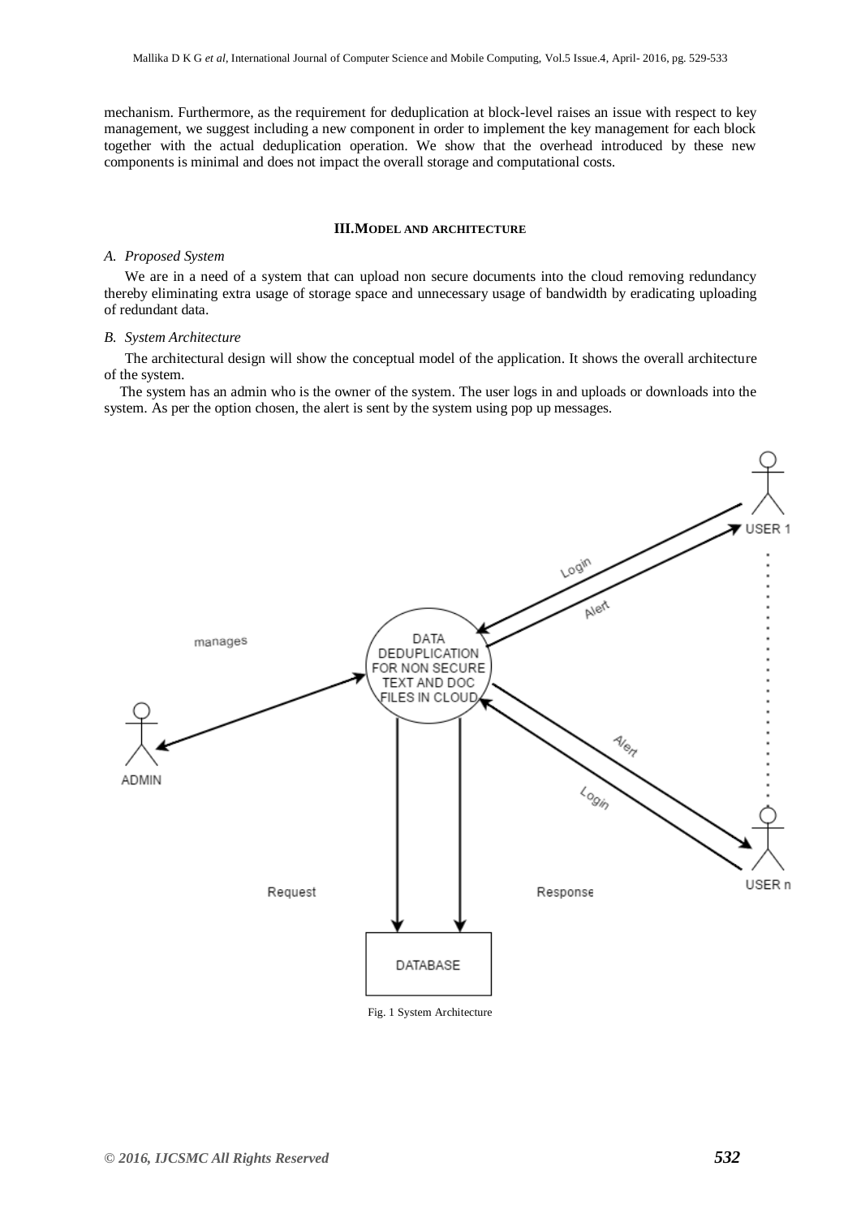mechanism. Furthermore, as the requirement for deduplication at block-level raises an issue with respect to key management, we suggest including a new component in order to implement the key management for each block together with the actual deduplication operation. We show that the overhead introduced by these new components is minimal and does not impact the overall storage and computational costs.

## III. Model and architecture

### *A. Proposed System*

We are in a need of a system that can upload non secure documents into the cloud removing redundancy thereby eliminating extra usage of storage space and unnecessary usage of bandwidth by eradicating uploading of redundant data.

### *B. System Architecture*

The architectural design will show the conceptual model of the application. It shows the overall architecture of the system.

The system has an admin who is the owner of the system. The user logs in and uploads or downloads into the system. As per the option chosen, the alert is sent by the system using pop up messages.

Fig. 1 System Architecture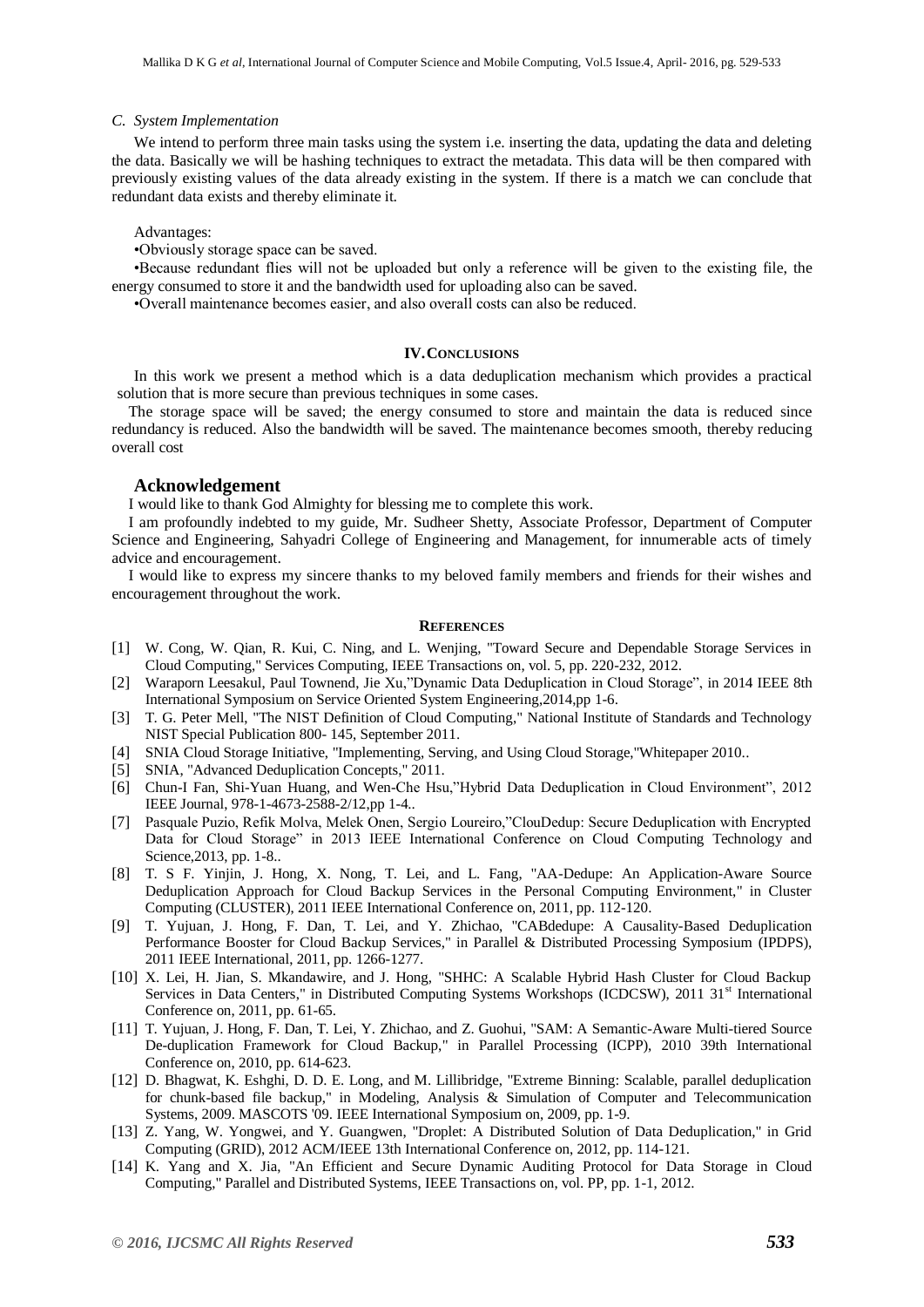### C. System Implementation

We intend to perform three main tasks using the system i.e. inserting the data, updating the data and deleting the data. Basically we will be hashing techniques to extract the metadata. This data will be then compared with previously existing values of the data already existing in the system. If there is a match we can conclude that redundant data exists and thereby eliminate it.

Advantages:

•Obviously storage space can be saved.

•Because redundant flies will not be uploaded but only a reference will be given to the existing file, the energy consumed to store it and the bandwidth used for uploading also can be saved.

•Overall maintenance becomes easier, and also overall costs can also be reduced.

## IV. Conclusions

In this work we present a method which is a data deduplication mechanism which provides a practical solution that is more secure than previous techniques in some cases.

The storage space will be saved; the energy consumed to store and maintain the data is reduced since redundancy is reduced. Also the bandwidth will be saved. The maintenance becomes smooth, thereby reducing overall cost

## Acknowledgement

I would like to thank God Almighty for blessing me to complete this work.

I am profoundly indebted to my guide, Mr. Sudheer Shetty, Associate Professor, Department of Computer Science and Engineering, Sahyadri College of Engineering and Management, for innumerable acts of timely advice and encouragement.

I would like to express my sincere thanks to my beloved family members and friends for their wishes and encouragement throughout the work.

## References

[1] W. Cong, W. Qian, R. Kui, C. Ning, and L. Wenjing, "Toward Secure and Dependable Storage Services in Cloud Computing," Services Computing, IEEE Transactions on, vol. 5, pp. 220-232, 2012.

[2] Waraporn Leesakul, Paul Townend, Jie Xu,"Dynamic Data Deduplication in Cloud Storage", in 2014 IEEE 8th International Symposium on Service Oriented System Engineering,2014,pp 1-6.

[3] T. G. Peter Mell, "The NIST Definition of Cloud Computing," National Institute of Standards and Technology NIST Special Publication 800- 145, September 2011.

[4] SNIA Cloud Storage Initiative, "Implementing, Serving, and Using Cloud Storage,"Whitepaper 2010..

[5] SNIA, "Advanced Deduplication Concepts," 2011.

[6] Chun-I Fan, Shi-Yuan Huang, and Wen-Che Hsu,"Hybrid Data Deduplication in Cloud Environment", 2012 IEEE Journal, 978-1-4673-2588-2/12,pp 1-4..

[7] Pasquale Puzio, Refik Molva, Melek Onen, Sergio Loureiro,"ClouDedup: Secure Deduplication with Encrypted Data for Cloud Storage" in 2013 IEEE International Conference on Cloud Computing Technology and Science,2013, pp. 1-8..

[8] T. S F. Yinjin, J. Hong, X. Nong, T. Lei, and L. Fang, "AA-Dedupe: An Application-Aware Source Deduplication Approach for Cloud Backup Services in the Personal Computing Environment," in Cluster Computing (CLUSTER), 2011 IEEE International Conference on, 2011, pp. 112-120.

[9] T. Yujuan, J. Hong, F. Dan, T. Lei, and Y. Zhichao, "CABdedupe: A Causality-Based Deduplication Performance Booster for Cloud Backup Services," in Parallel & Distributed Processing Symposium (IPDPS), 2011 IEEE International, 2011, pp. 1266-1277.

[10] X. Lei, H. Jian, S. Mkandawire, and J. Hong, "SHHC: A Scalable Hybrid Hash Cluster for Cloud Backup Services in Data Centers," in Distributed Computing Systems Workshops (ICDCSW), 2011 31st International Conference on, 2011, pp. 61-65.

[11] T. Yujuan, J. Hong, F. Dan, T. Lei, Y. Zhichao, and Z. Guohui, "SAM: A Semantic-Aware Multi-tiered Source De-duplication Framework for Cloud Backup," in Parallel Processing (ICPP), 2010 39th International Conference on, 2010, pp. 614-623.

[12] D. Bhagwat, K. Eshghi, D. D. E. Long, and M. Lillibridge, "Extreme Binning: Scalable, parallel deduplication for chunk-based file backup," in Modeling, Analysis & Simulation of Computer and Telecommunication Systems, 2009. MASCOTS '09. IEEE International Symposium on, 2009, pp. 1-9.

[13] Z. Yang, W. Yongwei, and Y. Guangwen, "Droplet: A Distributed Solution of Data Deduplication," in Grid Computing (GRID), 2012 ACM/IEEE 13th International Conference on, 2012, pp. 114-121.

[14] K. Yang and X. Jia, "An Efficient and Secure Dynamic Auditing Protocol for Data Storage in Cloud Computing," Parallel and Distributed Systems, IEEE Transactions on, vol. PP, pp. 1-1, 2012.